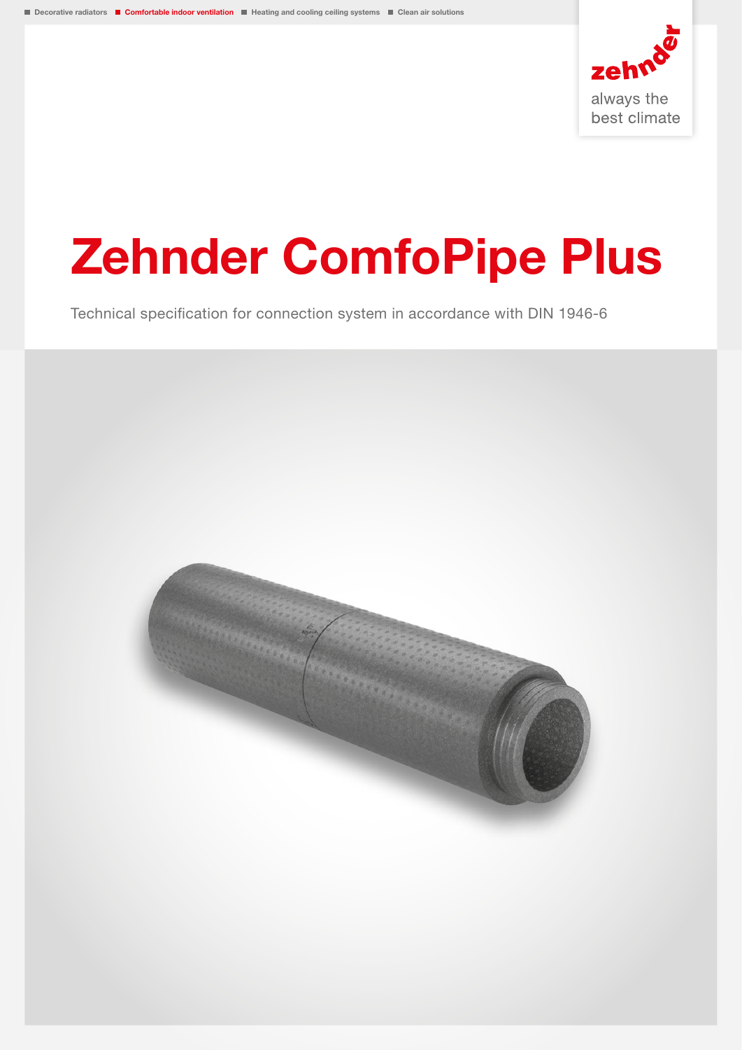Decorative radiators | Comfortable indoor ventilation | Heating and cooling ceiling systems | Clean air solutions

zehnder

always the best climate

# Zehnder ComfoPipe Plus

Technical specification for connection system in accordance with DIN 1946-6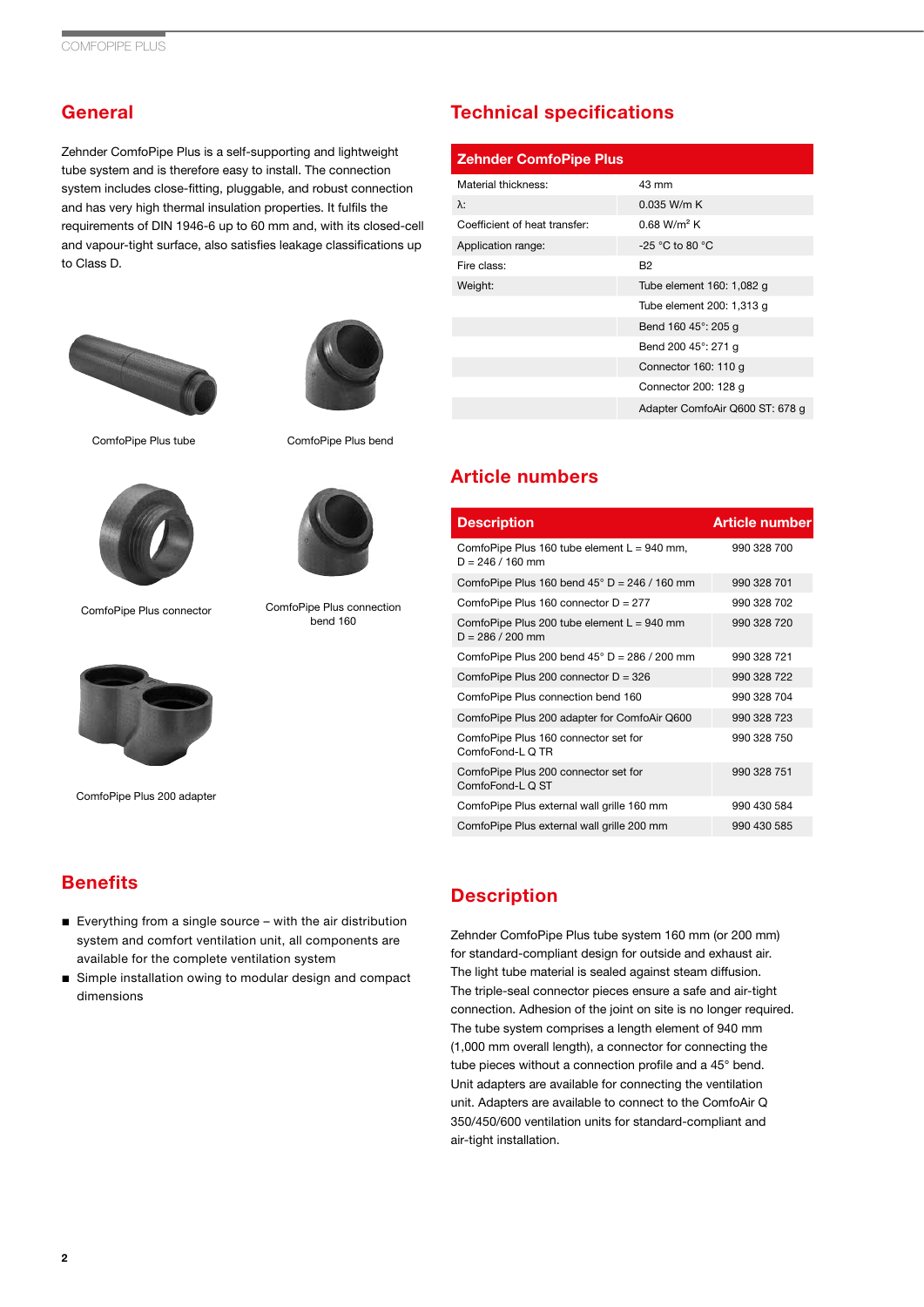## General

Zehnder ComfoPipe Plus is a self-supporting and lightweight tube system and is therefore easy to install. The connection system includes close-fitting, pluggable, and robust connection and has very high thermal insulation properties. It fulfils the requirements of DIN 1946-6 up to 60 mm and, with its closed-cell and vapour-tight surface, also satisfies leakage classifications up to Class D.

ComfoPipe Plus tube

ComfoPipe Plus bend

ComfoPipe Plus connector

ComfoPipe Plus connection bend 160

ComfoPipe Plus 200 adapter

## Benefits

- Everything from a single source – with the air distribution system and comfort ventilation unit, all components are available for the complete ventilation system
- Simple installation owing to modular design and compact dimensions

## Technical specifications

| Zehnder ComfoPipe Plus | |
|---|---|
| Material thickness: | 43 mm |
| λ: | 0.035 W/m K |
| Coefficient of heat transfer: | 0.68 W/m² K |
| Application range: | -25 °C to 80 °C |
| Fire class: | B2 |
| Weight: | Tube element 160: 1,082 g |
| | Tube element 200: 1,313 g |
| | Bend 160 45°: 205 g |
| | Bend 200 45°: 271 g |
| | Connector 160: 110 g |
| | Connector 200: 128 g |
| | Adapter ComfoAir Q600 ST: 678 g |

## Article numbers

| Description | Article number |
|---|---|
| ComfoPipe Plus 160 tube element L = 940 mm, D = 246 / 160 mm | 990 328 700 |
| ComfoPipe Plus 160 bend 45° D = 246 / 160 mm | 990 328 701 |
| ComfoPipe Plus 160 connector D = 277 | 990 328 702 |
| ComfoPipe Plus 200 tube element L = 940 mm D = 286 / 200 mm | 990 328 720 |
| ComfoPipe Plus 200 bend 45° D = 286 / 200 mm | 990 328 721 |
| ComfoPipe Plus 200 connector D = 326 | 990 328 722 |
| ComfoPipe Plus connection bend 160 | 990 328 704 |
| ComfoPipe Plus 200 adapter for ComfoAir Q600 | 990 328 723 |
| ComfoPipe Plus 160 connector set for ComfoFond-L Q TR | 990 328 750 |
| ComfoPipe Plus 200 connector set for ComfoFond-L Q ST | 990 328 751 |
| ComfoPipe Plus external wall grille 160 mm | 990 430 584 |
| ComfoPipe Plus external wall grille 200 mm | 990 430 585 |

## Description

Zehnder ComfoPipe Plus tube system 160 mm (or 200 mm) for standard-compliant design for outside and exhaust air. The light tube material is sealed against steam diffusion. The triple-seal connector pieces ensure a safe and air-tight connection. Adhesion of the joint on site is no longer required. The tube system comprises a length element of 940 mm (1,000 mm overall length), a connector for connecting the tube pieces without a connection profile and a 45° bend. Unit adapters are available for connecting the ventilation unit. Adapters are available to connect to the ComfoAir Q 350/450/600 ventilation units for standard-compliant and air-tight installation.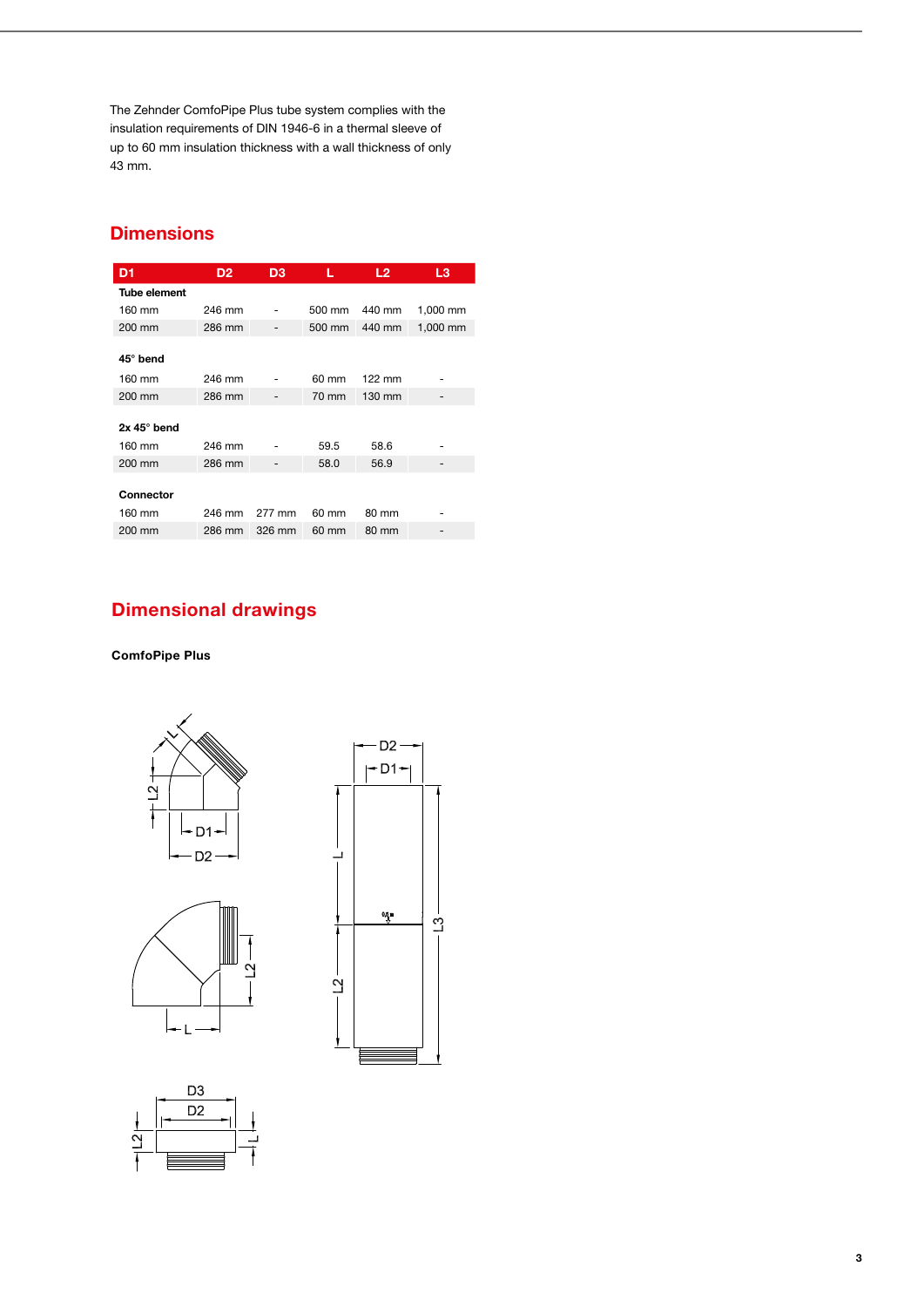The Zehnder ComfoPipe Plus tube system complies with the insulation requirements of DIN 1946-6 in a thermal sleeve of up to 60 mm insulation thickness with a wall thickness of only 43 mm.

## Dimensions

| D1 | D2 | D3 | L | L2 | L3 |
|---|---|---|---|---|---|
| **Tube element** | | | | | |
| 160 mm | 246 mm | - | 500 mm | 440 mm | 1,000 mm |
| 200 mm | 286 mm | - | 500 mm | 440 mm | 1,000 mm |
| **45° bend** | | | | | |
| 160 mm | 246 mm | - | 60 mm | 122 mm | - |
| 200 mm | 286 mm | - | 70 mm | 130 mm | - |
| **2x 45° bend** | | | | | |
| 160 mm | 246 mm | - | 59.5 | 58.6 | - |
| 200 mm | 286 mm | - | 58.0 | 56.9 | - |
| **Connector** | | | | | |
| 160 mm | 246 mm | 277 mm | 60 mm | 80 mm | - |
| 200 mm | 286 mm | 326 mm | 60 mm | 80 mm | - |

## Dimensional drawings

**ComfoPipe Plus**

L
L2
D1
D2
L2
L
D2
D1
L
L3
L2
D3
D2
L2
L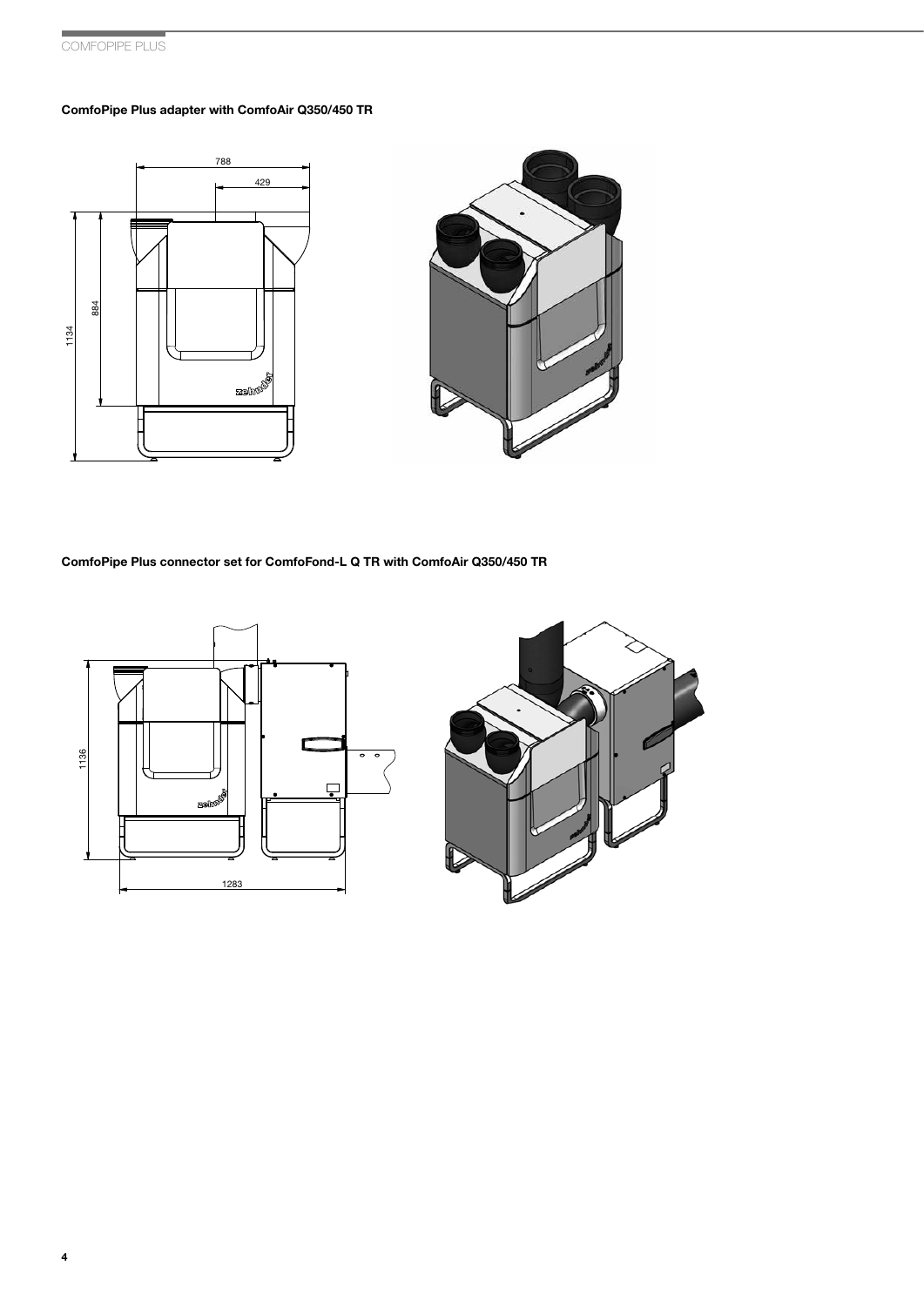**ComfoPipe Plus adapter with ComfoAir Q350/450 TR**

788

429

884

1134

**ComfoPipe Plus connector set for ComfoFond-L Q TR with ComfoAir Q350/450 TR**

1136

1283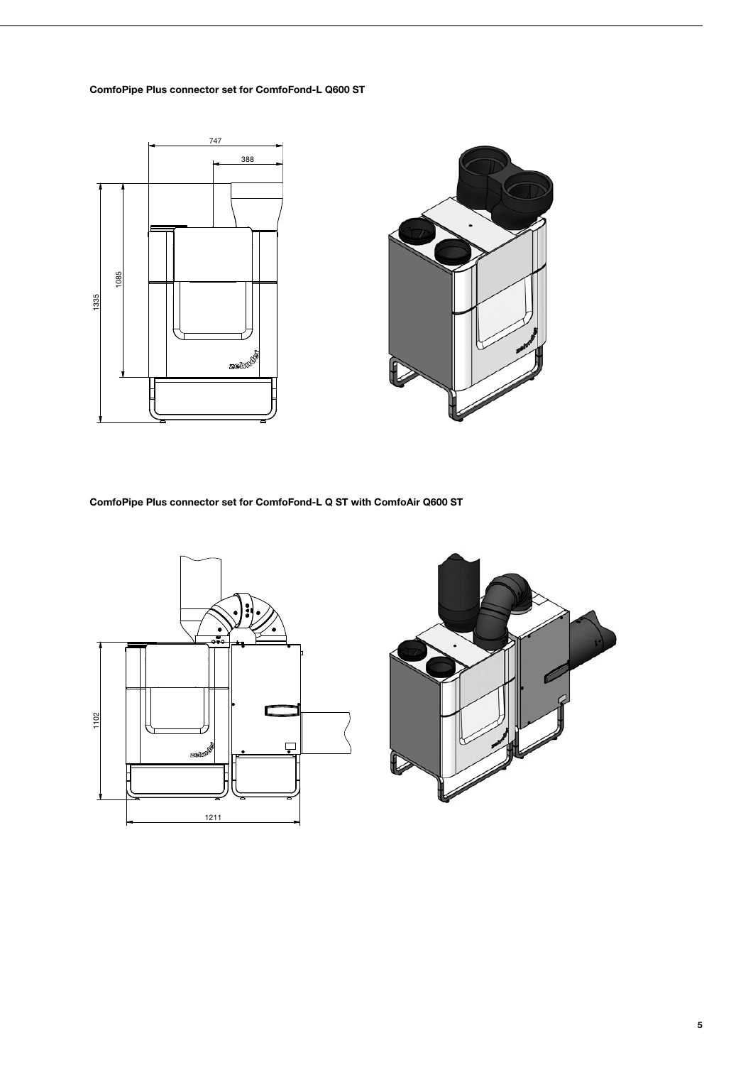**ComfoPipe Plus connector set for ComfoFond-L Q600 ST**

747

388

1335

1085

**ComfoPipe Plus connector set for ComfoFond-L Q ST with ComfoAir Q600 ST**

1102

1211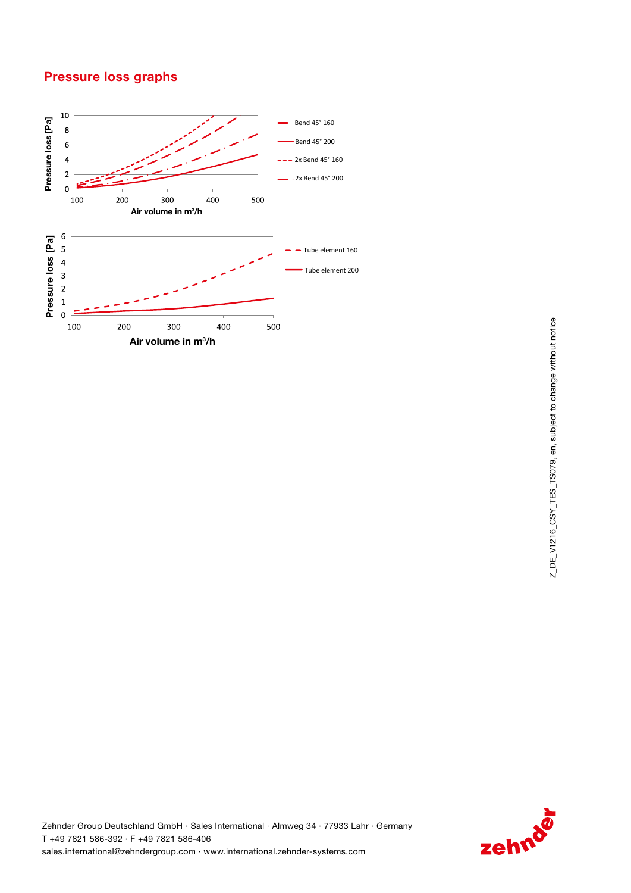## Pressure loss graphs

Pressure loss [Pa]

10
8
6
4
2
0

100 200 300 400 500

Air volume in m³/h

Bend 45° 160
Bend 45° 200
2x Bend 45° 160
2x Bend 45° 200

Pressure loss [Pa]

6
5
4
3
2
1
0

100 200 300 400 500

Air volume in m³/h

Tube element 160
Tube element 200

Z_DE_V1216_CSY_TES_TS079, en, subject to change without notice

Zehnder Group Deutschland GmbH · Sales International · Almweg 34 · 77933 Lahr · Germany
T +49 7821 586-392 · F +49 7821 586-406
sales.international@zehndergroup.com · www.international.zehnder-systems.com

zehnder